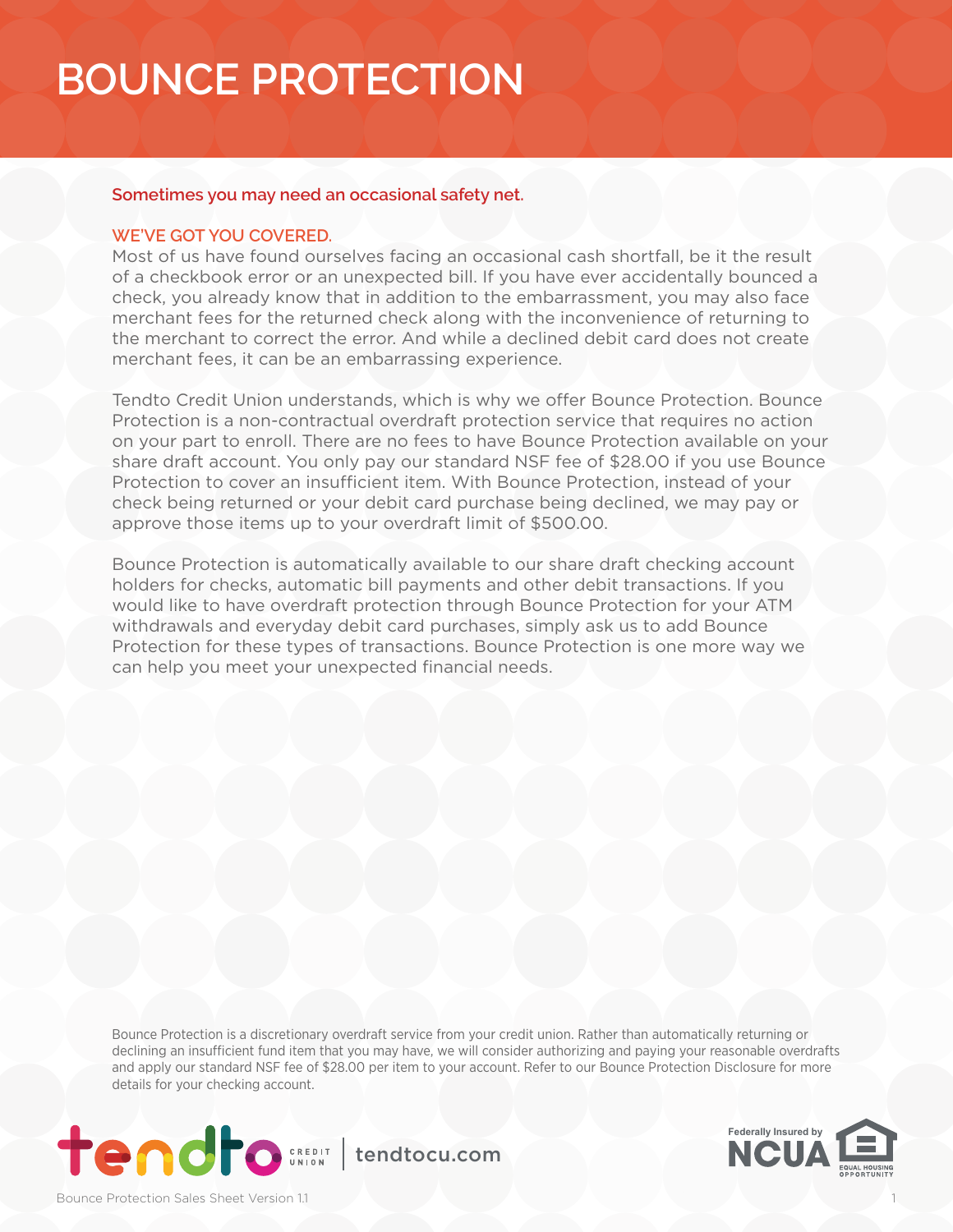# BOUNCE PROTECTION

**Sometimes you may need an occasional safety net.**

**WE'VE GOT YOU COVERED.**

Most of us have found ourselves facing an occasional cash shortfall, be it the result of a checkbook error or an unexpected bill. If you have ever accidentally bounced a check, you already know that in addition to the embarrassment, you may also face merchant fees for the returned check along with the inconvenience of returning to the merchant to correct the error. And while a declined debit card does not create merchant fees, it can be an embarrassing experience.

Tendto Credit Union understands, which is why we offer Bounce Protection. Bounce Protection is a non-contractual overdraft protection service that requires no action on your part to enroll. There are no fees to have Bounce Protection available on your share draft account. You only pay our standard NSF fee of $28.00 if you use Bounce Protection to cover an insufficient item. With Bounce Protection, instead of your check being returned or your debit card purchase being declined, we may pay or approve those items up to your overdraft limit of $500.00.

Bounce Protection is automatically available to our share draft checking account holders for checks, automatic bill payments and other debit transactions. If you would like to have overdraft protection through Bounce Protection for your ATM withdrawals and everyday debit card purchases, simply ask us to add Bounce Protection for these types of transactions. Bounce Protection is one more way we can help you meet your unexpected financial needs.

Bounce Protection is a discretionary overdraft service from your credit union. Rather than automatically returning or declining an insufficient fund item that you may have, we will consider authorizing and paying your reasonable overdrafts and apply our standard NSF fee of $28.00 per item to your account. Refer to our Bounce Protection Disclosure for more details for your checking account.

tendto CREDIT UNION | tendtocu.com

Federally Insured by NCUA — EQUAL HOUSING OPPORTUNITY

Bounce Protection Sales Sheet Version 1.1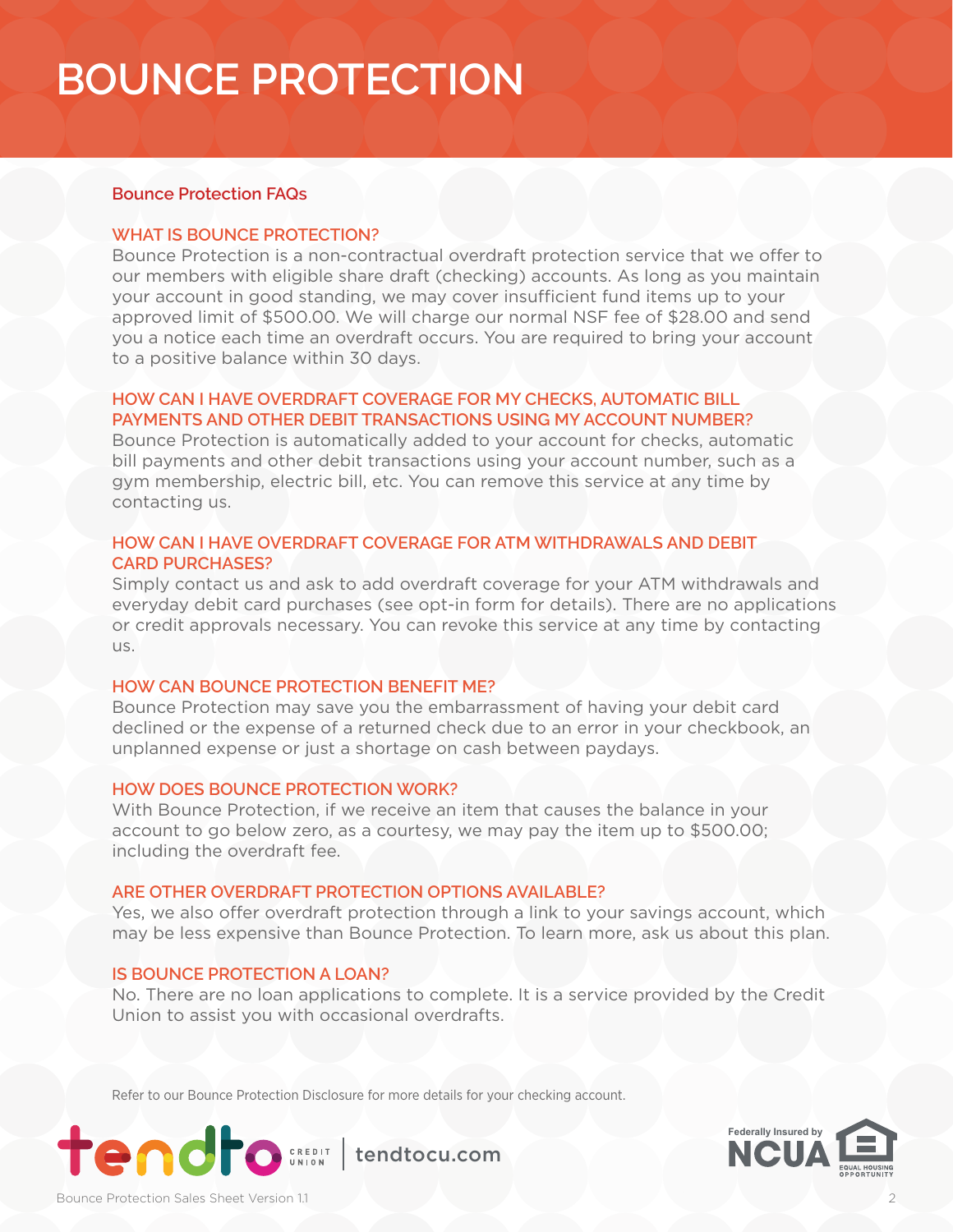# BOUNCE PROTECTION

## Bounce Protection FAQs

### WHAT IS BOUNCE PROTECTION?

Bounce Protection is a non-contractual overdraft protection service that we offer to our members with eligible share draft (checking) accounts. As long as you maintain your account in good standing, we may cover insufficient fund items up to your approved limit of $500.00. We will charge our normal NSF fee of $28.00 and send you a notice each time an overdraft occurs. You are required to bring your account to a positive balance within 30 days.

### HOW CAN I HAVE OVERDRAFT COVERAGE FOR MY CHECKS, AUTOMATIC BILL PAYMENTS AND OTHER DEBIT TRANSACTIONS USING MY ACCOUNT NUMBER?

Bounce Protection is automatically added to your account for checks, automatic bill payments and other debit transactions using your account number, such as a gym membership, electric bill, etc. You can remove this service at any time by contacting us.

### HOW CAN I HAVE OVERDRAFT COVERAGE FOR ATM WITHDRAWALS AND DEBIT CARD PURCHASES?

Simply contact us and ask to add overdraft coverage for your ATM withdrawals and everyday debit card purchases (see opt-in form for details). There are no applications or credit approvals necessary. You can revoke this service at any time by contacting us.

### HOW CAN BOUNCE PROTECTION BENEFIT ME?

Bounce Protection may save you the embarrassment of having your debit card declined or the expense of a returned check due to an error in your checkbook, an unplanned expense or just a shortage on cash between paydays.

### HOW DOES BOUNCE PROTECTION WORK?

With Bounce Protection, if we receive an item that causes the balance in your account to go below zero, as a courtesy, we may pay the item up to $500.00; including the overdraft fee.

### ARE OTHER OVERDRAFT PROTECTION OPTIONS AVAILABLE?

Yes, we also offer overdraft protection through a link to your savings account, which may be less expensive than Bounce Protection. To learn more, ask us about this plan.

### IS BOUNCE PROTECTION A LOAN?

No. There are no loan applications to complete. It is a service provided by the Credit Union to assist you with occasional overdrafts.

Refer to our Bounce Protection Disclosure for more details for your checking account.

tendto CREDIT UNION | tendtocu.com

Federally Insured by NCUA — EQUAL HOUSING OPPORTUNITY

Bounce Protection Sales Sheet Version 1.1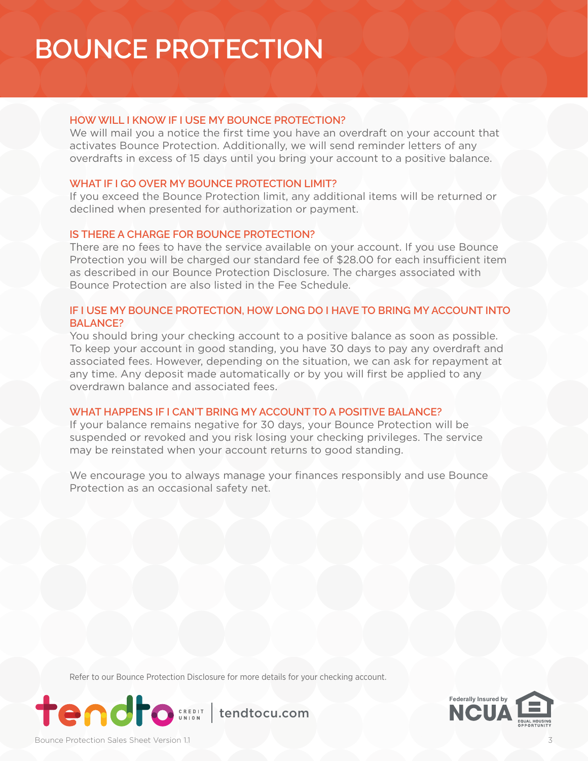# BOUNCE PROTECTION

### HOW WILL I KNOW IF I USE MY BOUNCE PROTECTION?

We will mail you a notice the first time you have an overdraft on your account that activates Bounce Protection. Additionally, we will send reminder letters of any overdrafts in excess of 15 days until you bring your account to a positive balance.

### WHAT IF I GO OVER MY BOUNCE PROTECTION LIMIT?

If you exceed the Bounce Protection limit, any additional items will be returned or declined when presented for authorization or payment.

### IS THERE A CHARGE FOR BOUNCE PROTECTION?

There are no fees to have the service available on your account. If you use Bounce Protection you will be charged our standard fee of $28.00 for each insufficient item as described in our Bounce Protection Disclosure. The charges associated with Bounce Protection are also listed in the Fee Schedule.

### IF I USE MY BOUNCE PROTECTION, HOW LONG DO I HAVE TO BRING MY ACCOUNT INTO BALANCE?

You should bring your checking account to a positive balance as soon as possible. To keep your account in good standing, you have 30 days to pay any overdraft and associated fees. However, depending on the situation, we can ask for repayment at any time. Any deposit made automatically or by you will first be applied to any overdrawn balance and associated fees.

### WHAT HAPPENS IF I CAN'T BRING MY ACCOUNT TO A POSITIVE BALANCE?

If your balance remains negative for 30 days, your Bounce Protection will be suspended or revoked and you risk losing your checking privileges. The service may be reinstated when your account returns to good standing.

We encourage you to always manage your finances responsibly and use Bounce Protection as an occasional safety net.

Refer to our Bounce Protection Disclosure for more details for your checking account.

tendto CREDIT UNION | tendtocu.com

Federally Insured by NCUA

EQUAL HOUSING OPPORTUNITY

Bounce Protection Sales Sheet Version 1.1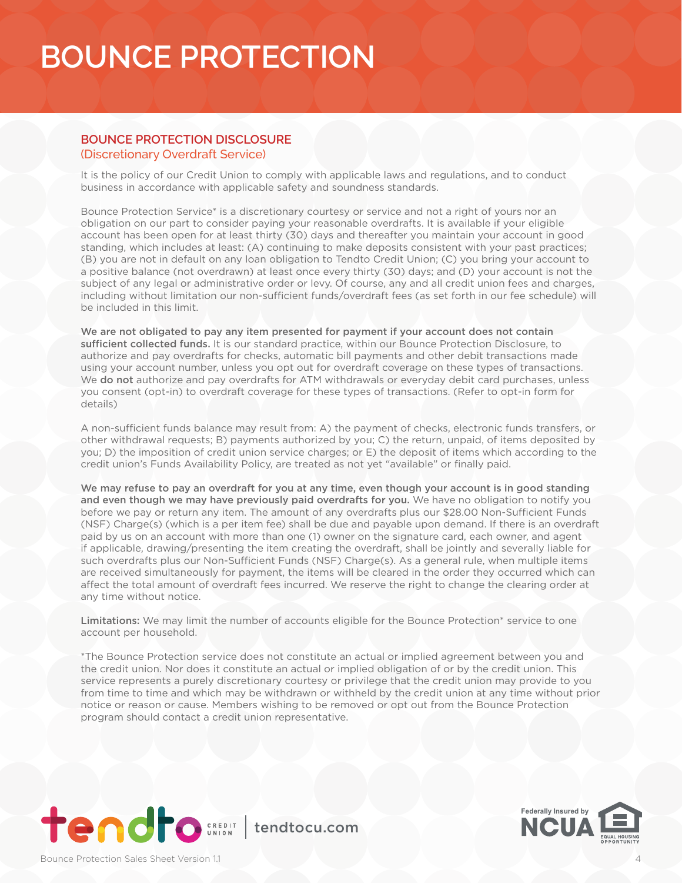# BOUNCE PROTECTION

## BOUNCE PROTECTION DISCLOSURE
(Discretionary Overdraft Service)

It is the policy of our Credit Union to comply with applicable laws and regulations, and to conduct business in accordance with applicable safety and soundness standards.

Bounce Protection Service* is a discretionary courtesy or service and not a right of yours nor an obligation on our part to consider paying your reasonable overdrafts. It is available if your eligible account has been open for at least thirty (30) days and thereafter you maintain your account in good standing, which includes at least: (A) continuing to make deposits consistent with your past practices; (B) you are not in default on any loan obligation to Tendto Credit Union; (C) you bring your account to a positive balance (not overdrawn) at least once every thirty (30) days; and (D) your account is not the subject of any legal or administrative order or levy. Of course, any and all credit union fees and charges, including without limitation our non-sufficient funds/overdraft fees (as set forth in our fee schedule) will be included in this limit.

**We are not obligated to pay any item presented for payment if your account does not contain sufficient collected funds.** It is our standard practice, within our Bounce Protection Disclosure, to authorize and pay overdrafts for checks, automatic bill payments and other debit transactions made using your account number, unless you opt out for overdraft coverage on these types of transactions. We **do not** authorize and pay overdrafts for ATM withdrawals or everyday debit card purchases, unless you consent (opt-in) to overdraft coverage for these types of transactions. (Refer to opt-in form for details)

A non-sufficient funds balance may result from: A) the payment of checks, electronic funds transfers, or other withdrawal requests; B) payments authorized by you; C) the return, unpaid, of items deposited by you; D) the imposition of credit union service charges; or E) the deposit of items which according to the credit union's Funds Availability Policy, are treated as not yet "available" or finally paid.

**We may refuse to pay an overdraft for you at any time, even though your account is in good standing and even though we may have previously paid overdrafts for you.** We have no obligation to notify you before we pay or return any item. The amount of any overdrafts plus our $28.00 Non-Sufficient Funds (NSF) Charge(s) (which is a per item fee) shall be due and payable upon demand. If there is an overdraft paid by us on an account with more than one (1) owner on the signature card, each owner, and agent if applicable, drawing/presenting the item creating the overdraft, shall be jointly and severally liable for such overdrafts plus our Non-Sufficient Funds (NSF) Charge(s). As a general rule, when multiple items are received simultaneously for payment, the items will be cleared in the order they occurred which can affect the total amount of overdraft fees incurred. We reserve the right to change the clearing order at any time without notice.

**Limitations:** We may limit the number of accounts eligible for the Bounce Protection* service to one account per household.

*The Bounce Protection service does not constitute an actual or implied agreement between you and the credit union. Nor does it constitute an actual or implied obligation of or by the credit union. This service represents a purely discretionary courtesy or privilege that the credit union may provide to you from time to time and which may be withdrawn or withheld by the credit union at any time without prior notice or reason or cause. Members wishing to be removed or opt out from the Bounce Protection program should contact a credit union representative.

tendto CREDIT UNION | tendtocu.com

Federally Insured by NCUA

EQUAL HOUSING OPPORTUNITY

Bounce Protection Sales Sheet Version 1.1